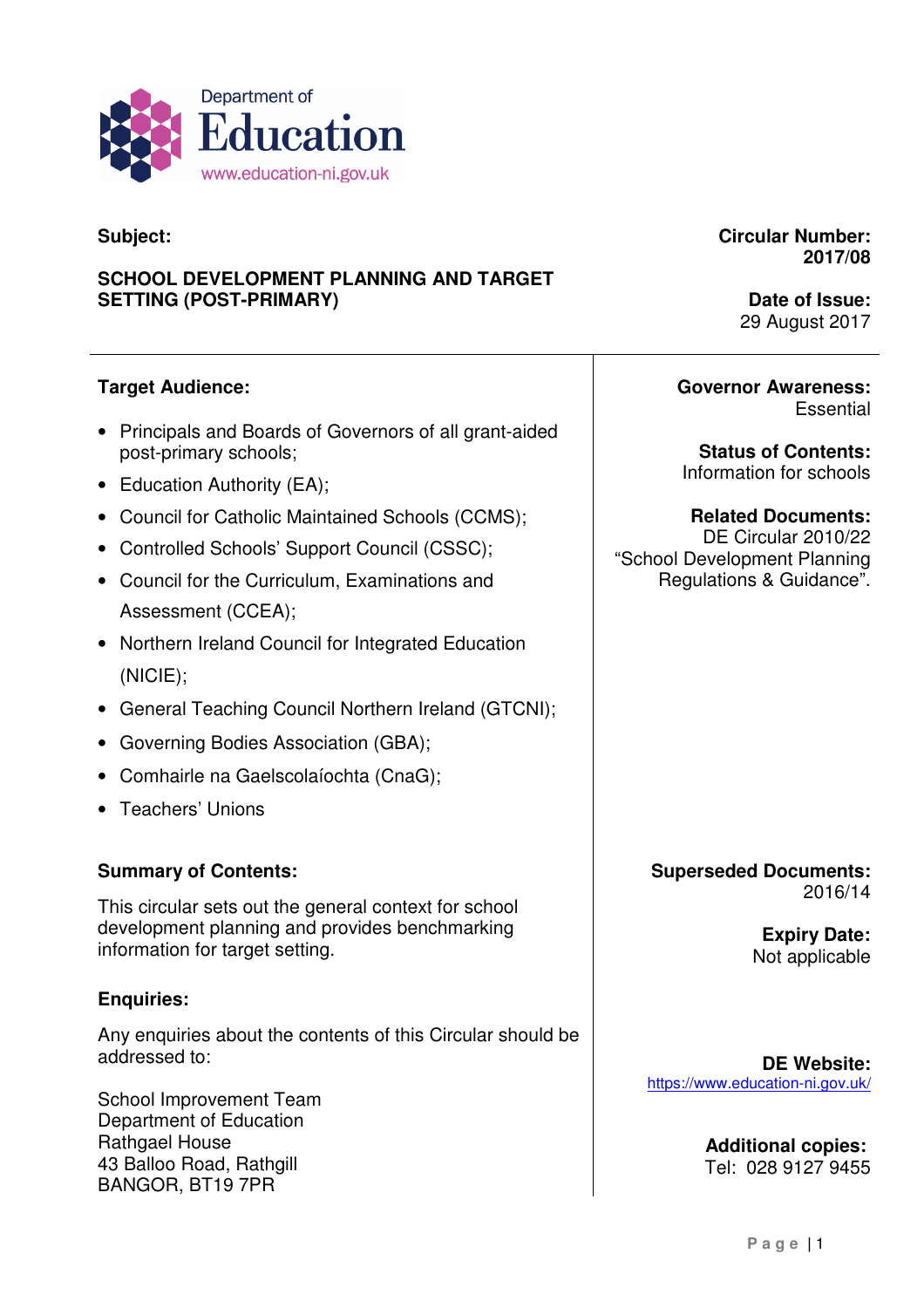Department of
Education
www.education-ni.gov.uk

**Subject:**

**SCHOOL DEVELOPMENT PLANNING AND TARGET SETTING (POST-PRIMARY)**

**Circular Number:** 2017/08

**Date of Issue:** 29 August 2017

**Target Audience:**

- Principals and Boards of Governors of all grant-aided post-primary schools;
- Education Authority (EA);
- Council for Catholic Maintained Schools (CCMS);
- Controlled Schools' Support Council (CSSC);
- Council for the Curriculum, Examinations and Assessment (CCEA);
- Northern Ireland Council for Integrated Education (NICIE);
- General Teaching Council Northern Ireland (GTCNI);
- Governing Bodies Association (GBA);
- Comhairle na Gaelscolaíochta (CnaG);
- Teachers' Unions

**Governor Awareness:** Essential

**Status of Contents:** Information for schools

**Related Documents:** DE Circular 2010/22 "School Development Planning Regulations & Guidance".

**Summary of Contents:**

This circular sets out the general context for school development planning and provides benchmarking information for target setting.

**Superseded Documents:** 2016/14

**Expiry Date:** Not applicable

**Enquiries:**

Any enquiries about the contents of this Circular should be addressed to:

School Improvement Team
Department of Education
Rathgael House
43 Balloo Road, Rathgill
BANGOR, BT19 7PR

**DE Website:** https://www.education-ni.gov.uk/

**Additional copies:** Tel: 028 9127 9455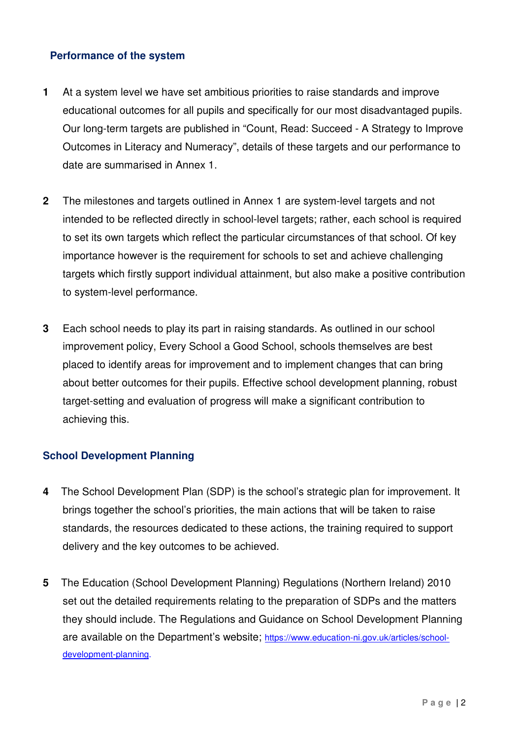## Performance of the system

1 At a system level we have set ambitious priorities to raise standards and improve educational outcomes for all pupils and specifically for our most disadvantaged pupils. Our long-term targets are published in "Count, Read: Succeed - A Strategy to Improve Outcomes in Literacy and Numeracy", details of these targets and our performance to date are summarised in Annex 1.

2 The milestones and targets outlined in Annex 1 are system-level targets and not intended to be reflected directly in school-level targets; rather, each school is required to set its own targets which reflect the particular circumstances of that school. Of key importance however is the requirement for schools to set and achieve challenging targets which firstly support individual attainment, but also make a positive contribution to system-level performance.

3 Each school needs to play its part in raising standards. As outlined in our school improvement policy, Every School a Good School, schools themselves are best placed to identify areas for improvement and to implement changes that can bring about better outcomes for their pupils. Effective school development planning, robust target-setting and evaluation of progress will make a significant contribution to achieving this.

## School Development Planning

4 The School Development Plan (SDP) is the school's strategic plan for improvement. It brings together the school's priorities, the main actions that will be taken to raise standards, the resources dedicated to these actions, the training required to support delivery and the key outcomes to be achieved.

5 The Education (School Development Planning) Regulations (Northern Ireland) 2010 set out the detailed requirements relating to the preparation of SDPs and the matters they should include. The Regulations and Guidance on School Development Planning are available on the Department's website; https://www.education-ni.gov.uk/articles/school-development-planning.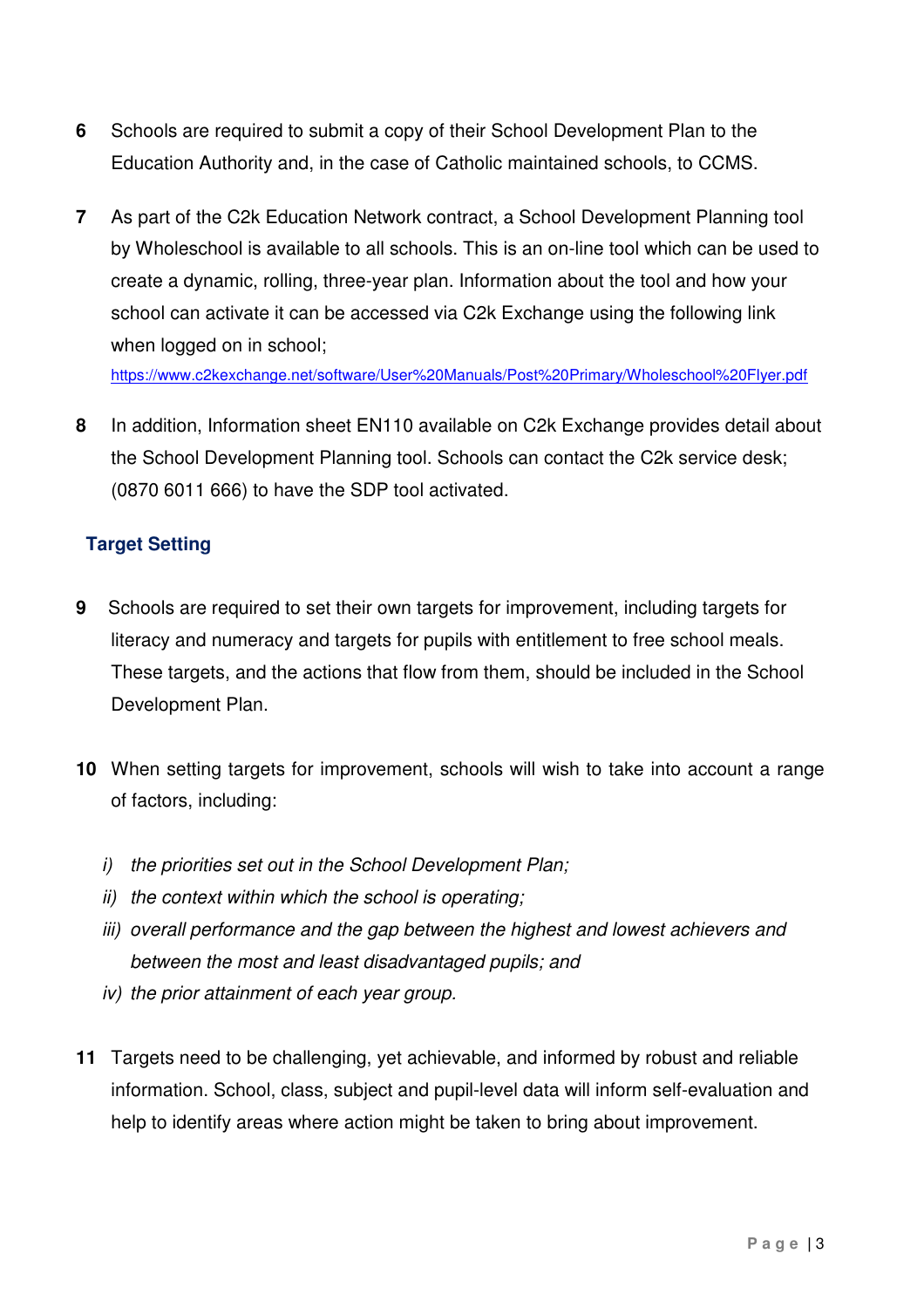6 Schools are required to submit a copy of their School Development Plan to the Education Authority and, in the case of Catholic maintained schools, to CCMS.

7 As part of the C2k Education Network contract, a School Development Planning tool by Wholeschool is available to all schools. This is an on-line tool which can be used to create a dynamic, rolling, three-year plan. Information about the tool and how your school can activate it can be accessed via C2k Exchange using the following link when logged on in school;
https://www.c2kexchange.net/software/User%20Manuals/Post%20Primary/Wholeschool%20Flyer.pdf

8 In addition, Information sheet EN110 available on C2k Exchange provides detail about the School Development Planning tool. Schools can contact the C2k service desk; (0870 6011 666) to have the SDP tool activated.

## Target Setting

9 Schools are required to set their own targets for improvement, including targets for literacy and numeracy and targets for pupils with entitlement to free school meals. These targets, and the actions that flow from them, should be included in the School Development Plan.

10 When setting targets for improvement, schools will wish to take into account a range of factors, including:

*i) the priorities set out in the School Development Plan;*
*ii) the context within which the school is operating;*
*iii) overall performance and the gap between the highest and lowest achievers and between the most and least disadvantaged pupils; and*
*iv) the prior attainment of each year group.*

11 Targets need to be challenging, yet achievable, and informed by robust and reliable information. School, class, subject and pupil-level data will inform self-evaluation and help to identify areas where action might be taken to bring about improvement.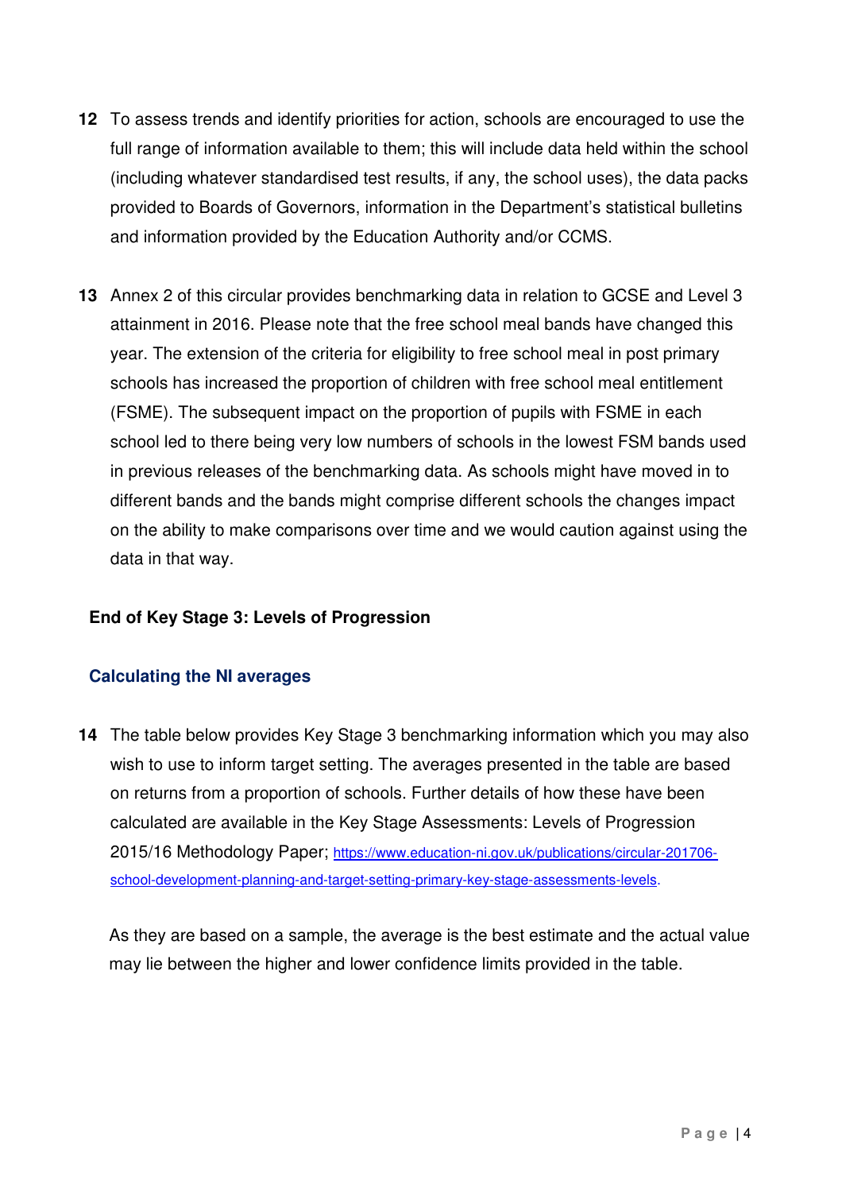**12** To assess trends and identify priorities for action, schools are encouraged to use the full range of information available to them; this will include data held within the school (including whatever standardised test results, if any, the school uses), the data packs provided to Boards of Governors, information in the Department's statistical bulletins and information provided by the Education Authority and/or CCMS.

**13** Annex 2 of this circular provides benchmarking data in relation to GCSE and Level 3 attainment in 2016. Please note that the free school meal bands have changed this year. The extension of the criteria for eligibility to free school meal in post primary schools has increased the proportion of children with free school meal entitlement (FSME). The subsequent impact on the proportion of pupils with FSME in each school led to there being very low numbers of schools in the lowest FSM bands used in previous releases of the benchmarking data. As schools might have moved in to different bands and the bands might comprise different schools the changes impact on the ability to make comparisons over time and we would caution against using the data in that way.

### End of Key Stage 3: Levels of Progression

#### Calculating the NI averages

**14** The table below provides Key Stage 3 benchmarking information which you may also wish to use to inform target setting. The averages presented in the table are based on returns from a proportion of schools. Further details of how these have been calculated are available in the Key Stage Assessments: Levels of Progression 2015/16 Methodology Paper; [https://www.education-ni.gov.uk/publications/circular-201706-school-development-planning-and-target-setting-primary-key-stage-assessments-levels](https://www.education-ni.gov.uk/publications/circular-201706-school-development-planning-and-target-setting-primary-key-stage-assessments-levels).

As they are based on a sample, the average is the best estimate and the actual value may lie between the higher and lower confidence limits provided in the table.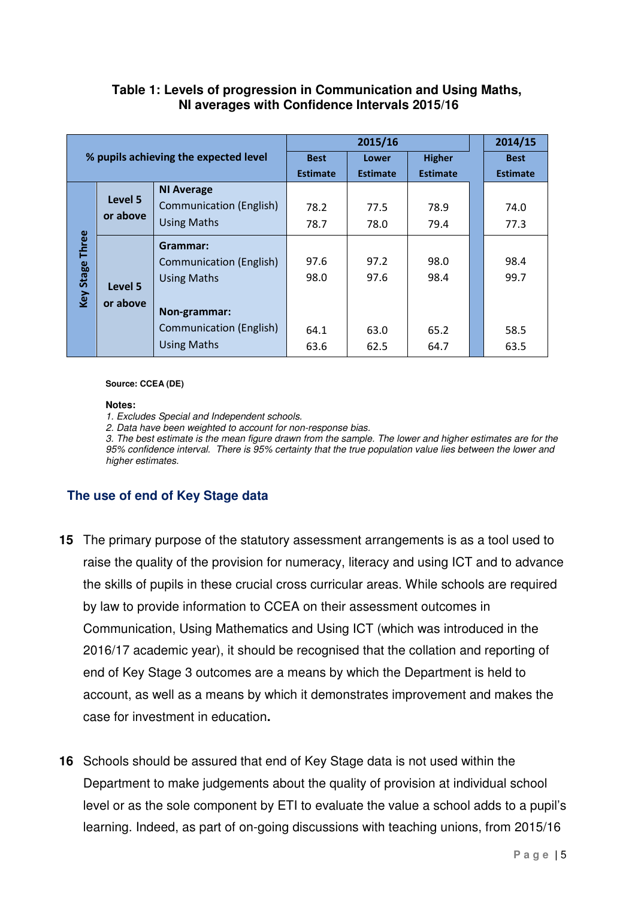**Table 1: Levels of progression in Communication and Using Maths, NI averages with Confidence Intervals 2015/16**

| % pupils achieving the expected level | | | 2015/16 | | | 2014/15 |
|---|---|---|---|---|---|---|
| | | | Best Estimate | Lower Estimate | Higher Estimate | Best Estimate |
| Key Stage Three | Level 5 or above | **NI Average** | | | | |
| | | Communication (English) | 78.2 | 77.5 | 78.9 | 74.0 |
| | | Using Maths | 78.7 | 78.0 | 79.4 | 77.3 |
| | Level 5 or above | **Grammar:** | | | | |
| | | Communication (English) | 97.6 | 97.2 | 98.0 | 98.4 |
| | | Using Maths | 98.0 | 97.6 | 98.4 | 99.7 |
| | | **Non-grammar:** | | | | |
| | | Communication (English) | 64.1 | 63.0 | 65.2 | 58.5 |
| | | Using Maths | 63.6 | 62.5 | 64.7 | 63.5 |

**Source: CCEA (DE)**

**Notes:**

*1. Excludes Special and Independent schools.*

*2. Data have been weighted to account for non-response bias.*

*3. The best estimate is the mean figure drawn from the sample. The lower and higher estimates are for the 95% confidence interval. There is 95% certainty that the true population value lies between the lower and higher estimates.*

## The use of end of Key Stage data

**15** The primary purpose of the statutory assessment arrangements is as a tool used to raise the quality of the provision for numeracy, literacy and using ICT and to advance the skills of pupils in these crucial cross curricular areas. While schools are required by law to provide information to CCEA on their assessment outcomes in Communication, Using Mathematics and Using ICT (which was introduced in the 2016/17 academic year), it should be recognised that the collation and reporting of end of Key Stage 3 outcomes are a means by which the Department is held to account, as well as a means by which it demonstrates improvement and makes the case for investment in education**.**

**16** Schools should be assured that end of Key Stage data is not used within the Department to make judgements about the quality of provision at individual school level or as the sole component by ETI to evaluate the value a school adds to a pupil's learning. Indeed, as part of on-going discussions with teaching unions, from 2015/16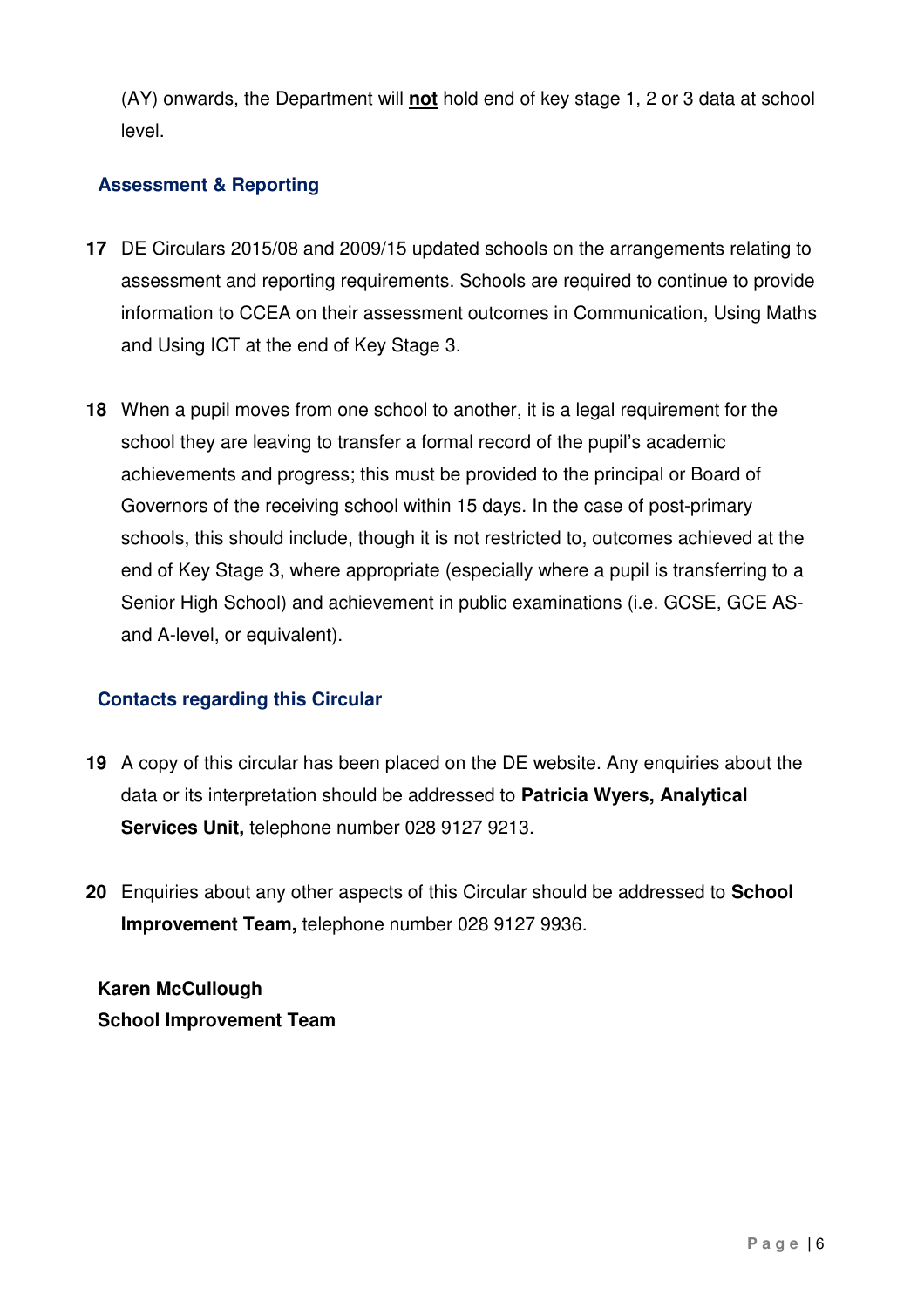(AY) onwards, the Department will **not** hold end of key stage 1, 2 or 3 data at school level.

## Assessment & Reporting

**17** DE Circulars 2015/08 and 2009/15 updated schools on the arrangements relating to assessment and reporting requirements. Schools are required to continue to provide information to CCEA on their assessment outcomes in Communication, Using Maths and Using ICT at the end of Key Stage 3.

**18** When a pupil moves from one school to another, it is a legal requirement for the school they are leaving to transfer a formal record of the pupil's academic achievements and progress; this must be provided to the principal or Board of Governors of the receiving school within 15 days. In the case of post-primary schools, this should include, though it is not restricted to, outcomes achieved at the end of Key Stage 3, where appropriate (especially where a pupil is transferring to a Senior High School) and achievement in public examinations (i.e. GCSE, GCE AS- and A-level, or equivalent).

## Contacts regarding this Circular

**19** A copy of this circular has been placed on the DE website. Any enquiries about the data or its interpretation should be addressed to **Patricia Wyers, Analytical Services Unit,** telephone number 028 9127 9213.

**20** Enquiries about any other aspects of this Circular should be addressed to **School Improvement Team,** telephone number 028 9127 9936.

**Karen McCullough**
**School Improvement Team**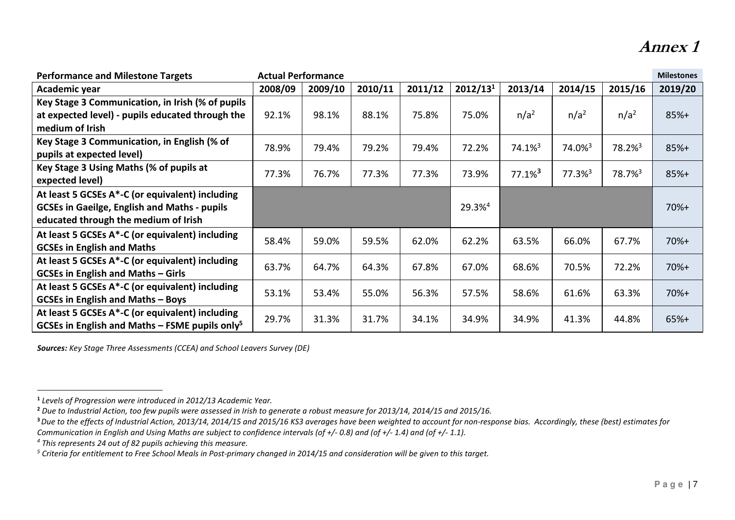# Annex 1

| Performance and Milestone Targets | Actual Performance | | | | | | | | Milestones |
|---|---|---|---|---|---|---|---|---|---|
| **Academic year** | **2008/09** | **2009/10** | **2010/11** | **2011/12** | **2012/13[1]** | **2013/14** | **2014/15** | **2015/16** | **2019/20** |
| **Key Stage 3 Communication, in Irish (% of pupils at expected level) - pupils educated through the medium of Irish** | 92.1% | 98.1% | 88.1% | 75.8% | 75.0% | n/a[2] | n/a[2] | n/a[2] | 85%+ |
| **Key Stage 3 Communication, in English (% of pupils at expected level)** | 78.9% | 79.4% | 79.2% | 79.4% | 72.2% | 74.1%[3] | 74.0%[3] | 78.2%[3] | 85%+ |
| **Key Stage 3 Using Maths (% of pupils at expected level)** | 77.3% | 76.7% | 77.3% | 77.3% | 73.9% | 77.1%[3] | 77.3%[3] | 78.7%[3] | 85%+ |
| **At least 5 GCSEs A*-C (or equivalent) including GCSEs in Gaeilge, English and Maths - pupils educated through the medium of Irish** | | | | | 29.3%[4] | | | | 70%+ |
| **At least 5 GCSEs A*-C (or equivalent) including GCSEs in English and Maths** | 58.4% | 59.0% | 59.5% | 62.0% | 62.2% | 63.5% | 66.0% | 67.7% | 70%+ |
| **At least 5 GCSEs A*-C (or equivalent) including GCSEs in English and Maths – Girls** | 63.7% | 64.7% | 64.3% | 67.8% | 67.0% | 68.6% | 70.5% | 72.2% | 70%+ |
| **At least 5 GCSEs A*-C (or equivalent) including GCSEs in English and Maths – Boys** | 53.1% | 53.4% | 55.0% | 56.3% | 57.5% | 58.6% | 61.6% | 63.3% | 70%+ |
| **At least 5 GCSEs A*-C (or equivalent) including GCSEs in English and Maths – FSME pupils only[5]** | 29.7% | 31.3% | 31.7% | 34.1% | 34.9% | 34.9% | 41.3% | 44.8% | 65%+ |

***Sources:*** *Key Stage Three Assessments (CCEA) and School Leavers Survey (DE)*

---

[1] *Levels of Progression were introduced in 2012/13 Academic Year.*

[2] *Due to Industrial Action, too few pupils were assessed in Irish to generate a robust measure for 2013/14, 2014/15 and 2015/16.*

[3] *Due to the effects of Industrial Action, 2013/14, 2014/15 and 2015/16 KS3 averages have been weighted to account for non-response bias. Accordingly, these (best) estimates for Communication in English and Using Maths are subject to confidence intervals (of +/- 0.8) and (of +/- 1.4) and (of +/- 1.1).*

[4] *This represents 24 out of 82 pupils achieving this measure.*

[5] *Criteria for entitlement to Free School Meals in Post-primary changed in 2014/15 and consideration will be given to this target.*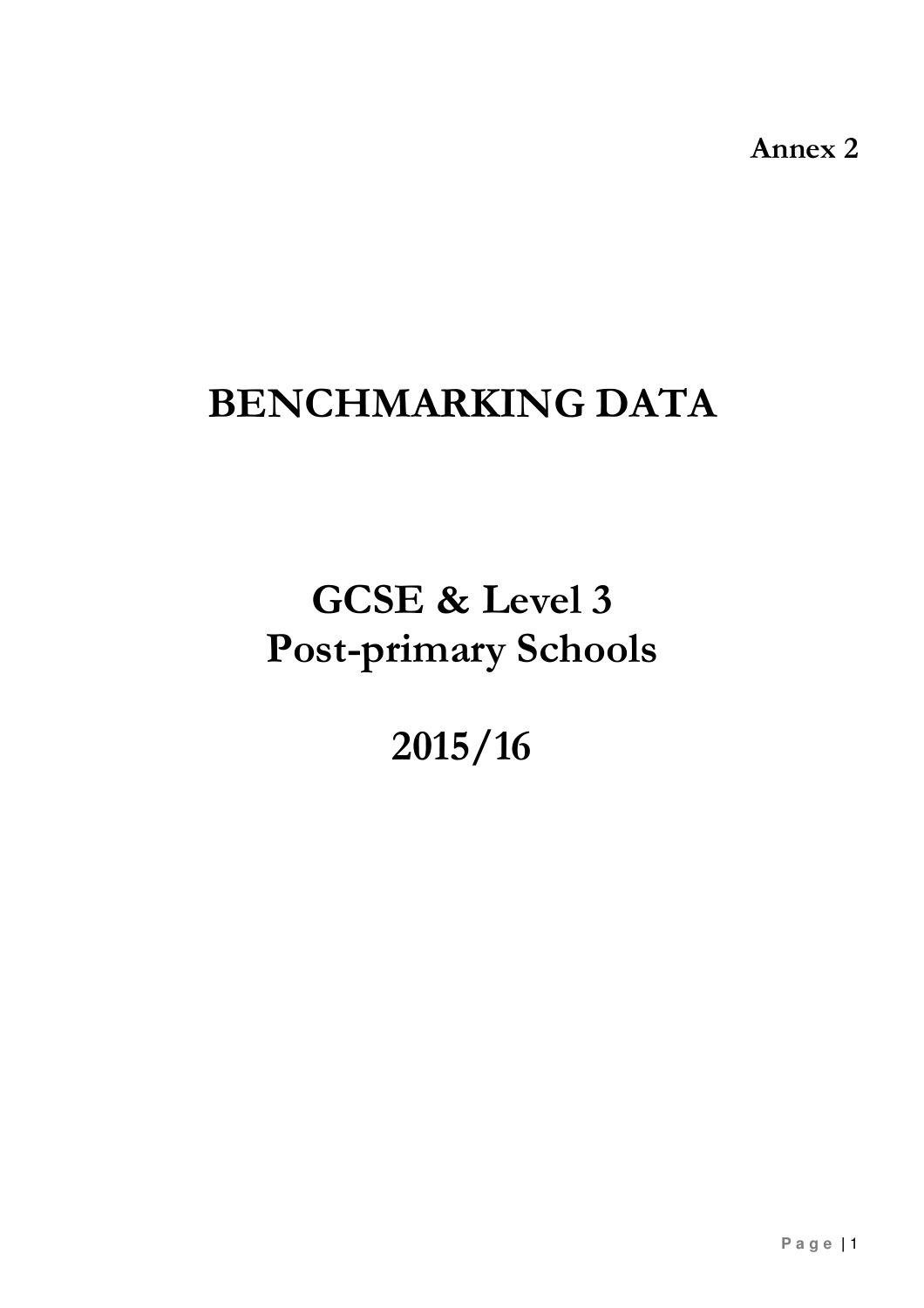**Annex 2**

# BENCHMARKING DATA

# GCSE & Level 3 Post-primary Schools

# 2015/16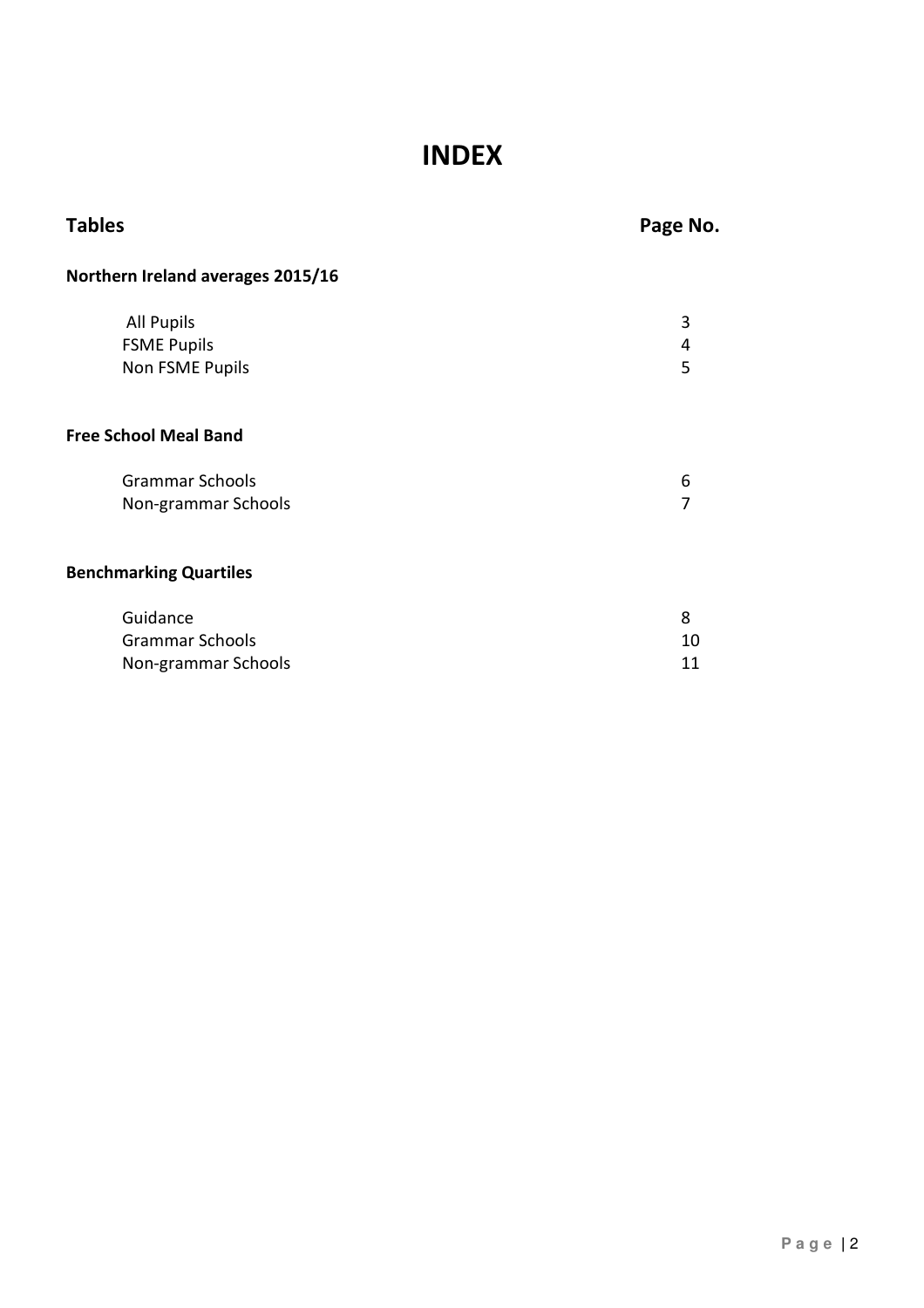# INDEX

| Tables | Page No. |
|---|---|
| **Northern Ireland averages 2015/16** | |
| All Pupils | 3 |
| FSME Pupils | 4 |
| Non FSME Pupils | 5 |
| **Free School Meal Band** | |
| Grammar Schools | 6 |
| Non-grammar Schools | 7 |
| **Benchmarking Quartiles** | |
| Guidance | 8 |
| Grammar Schools | 10 |
| Non-grammar Schools | 11 |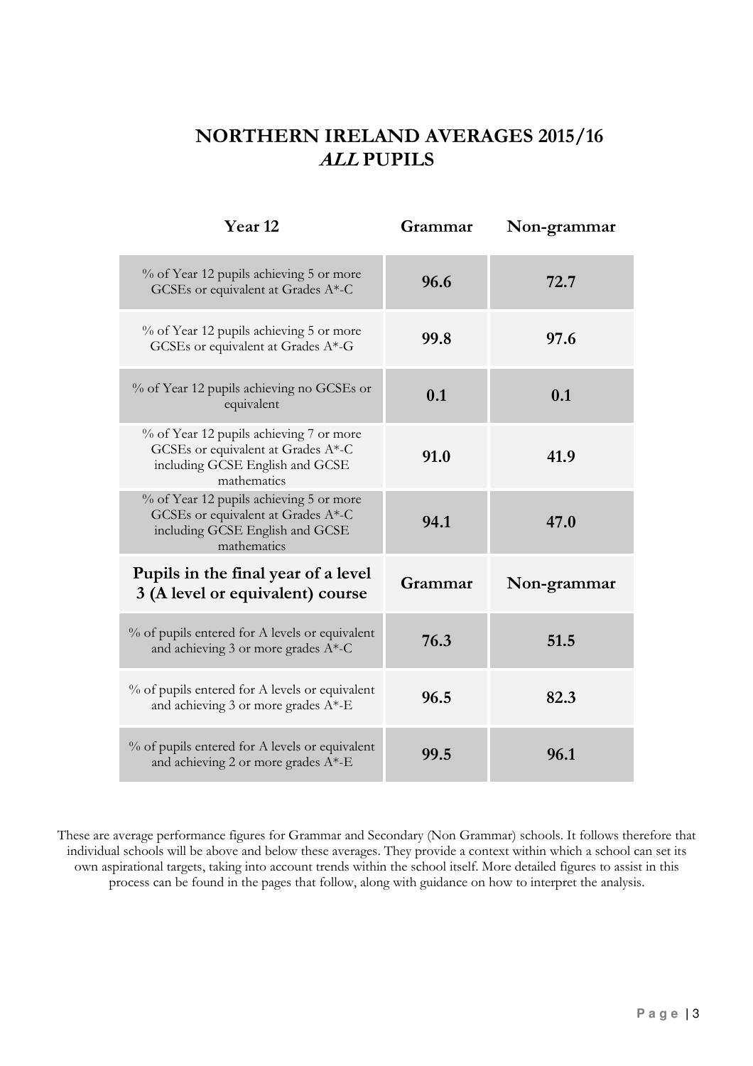# NORTHERN IRELAND AVERAGES 2015/16
## ***ALL* PUPILS**

| Year 12 | Grammar | Non-grammar |
|---|---|---|
| % of Year 12 pupils achieving 5 or more GCSEs or equivalent at Grades A*-C | **96.6** | **72.7** |
| % of Year 12 pupils achieving 5 or more GCSEs or equivalent at Grades A*-G | **99.8** | **97.6** |
| % of Year 12 pupils achieving no GCSEs or equivalent | **0.1** | **0.1** |
| % of Year 12 pupils achieving 7 or more GCSEs or equivalent at Grades A*-C including GCSE English and GCSE mathematics | **91.0** | **41.9** |
| % of Year 12 pupils achieving 5 or more GCSEs or equivalent at Grades A*-C including GCSE English and GCSE mathematics | **94.1** | **47.0** |
| **Pupils in the final year of a level 3 (A level or equivalent) course** | **Grammar** | **Non-grammar** |
| % of pupils entered for A levels or equivalent and achieving 3 or more grades A*-C | **76.3** | **51.5** |
| % of pupils entered for A levels or equivalent and achieving 3 or more grades A*-E | **96.5** | **82.3** |
| % of pupils entered for A levels or equivalent and achieving 2 or more grades A*-E | **99.5** | **96.1** |

These are average performance figures for Grammar and Secondary (Non Grammar) schools. It follows therefore that individual schools will be above and below these averages. They provide a context within which a school can set its own aspirational targets, taking into account trends within the school itself. More detailed figures to assist in this process can be found in the pages that follow, along with guidance on how to interpret the analysis.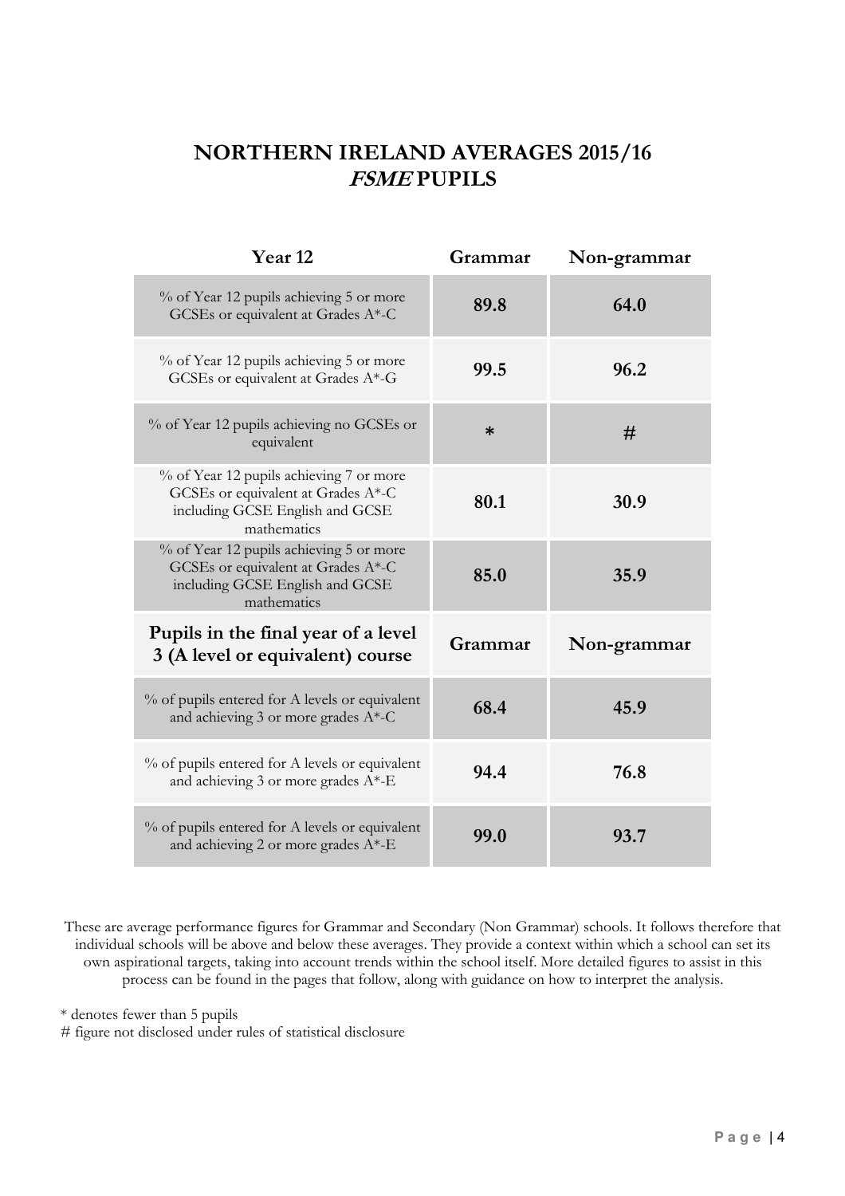# NORTHERN IRELAND AVERAGES 2015/16
## *FSME* PUPILS

| Year 12 | Grammar | Non-grammar |
|---|---|---|
| % of Year 12 pupils achieving 5 or more GCSEs or equivalent at Grades A*-C | **89.8** | **64.0** |
| % of Year 12 pupils achieving 5 or more GCSEs or equivalent at Grades A*-G | **99.5** | **96.2** |
| % of Year 12 pupils achieving no GCSEs or equivalent | **\*** | **#** |
| % of Year 12 pupils achieving 7 or more GCSEs or equivalent at Grades A*-C including GCSE English and GCSE mathematics | **80.1** | **30.9** |
| % of Year 12 pupils achieving 5 or more GCSEs or equivalent at Grades A*-C including GCSE English and GCSE mathematics | **85.0** | **35.9** |
| **Pupils in the final year of a level 3 (A level or equivalent) course** | **Grammar** | **Non-grammar** |
| % of pupils entered for A levels or equivalent and achieving 3 or more grades A*-C | **68.4** | **45.9** |
| % of pupils entered for A levels or equivalent and achieving 3 or more grades A*-E | **94.4** | **76.8** |
| % of pupils entered for A levels or equivalent and achieving 2 or more grades A*-E | **99.0** | **93.7** |

These are average performance figures for Grammar and Secondary (Non Grammar) schools. It follows therefore that individual schools will be above and below these averages. They provide a context within which a school can set its own aspirational targets, taking into account trends within the school itself. More detailed figures to assist in this process can be found in the pages that follow, along with guidance on how to interpret the analysis.

\* denotes fewer than 5 pupils

\# figure not disclosed under rules of statistical disclosure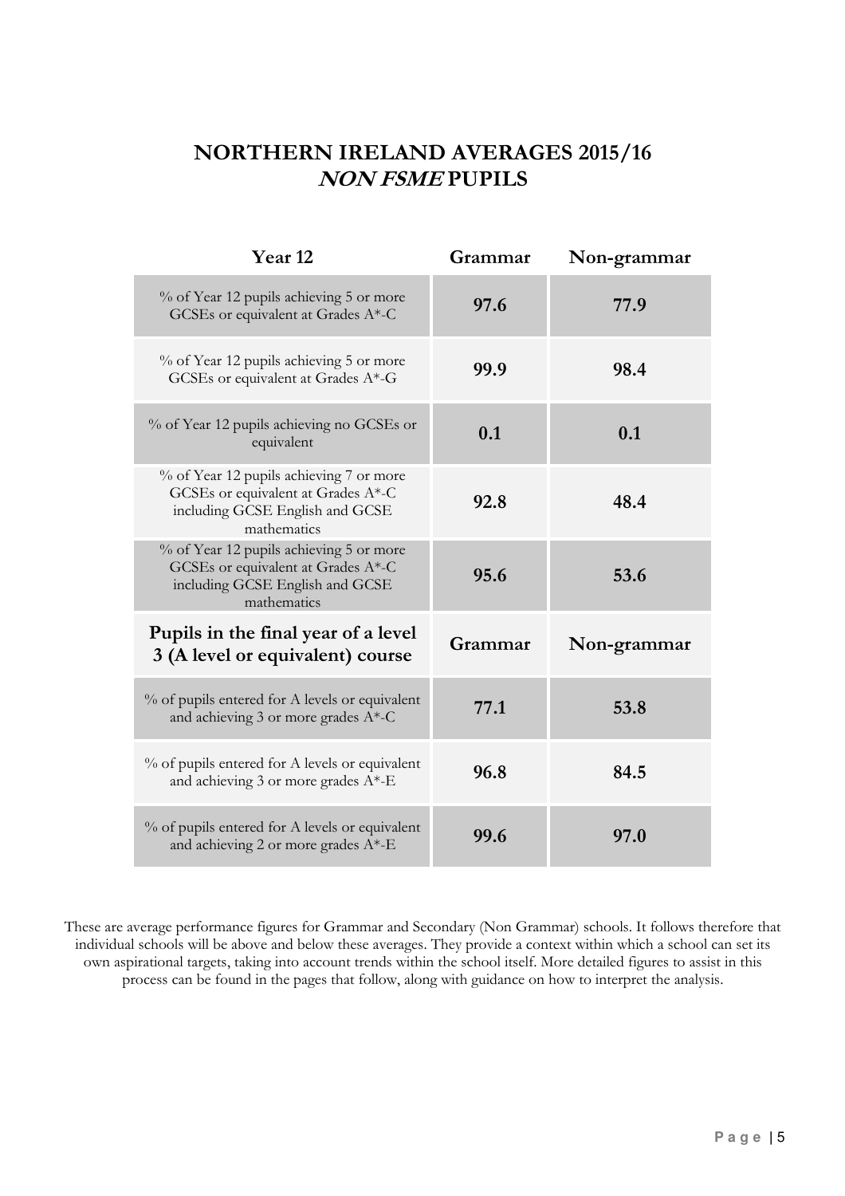# NORTHERN IRELAND AVERAGES 2015/16
## ***NON FSME*** **PUPILS**

| Year 12 | Grammar | Non-grammar |
|---|---|---|
| % of Year 12 pupils achieving 5 or more GCSEs or equivalent at Grades A*-C | **97.6** | **77.9** |
| % of Year 12 pupils achieving 5 or more GCSEs or equivalent at Grades A*-G | **99.9** | **98.4** |
| % of Year 12 pupils achieving no GCSEs or equivalent | **0.1** | **0.1** |
| % of Year 12 pupils achieving 7 or more GCSEs or equivalent at Grades A*-C including GCSE English and GCSE mathematics | **92.8** | **48.4** |
| % of Year 12 pupils achieving 5 or more GCSEs or equivalent at Grades A*-C including GCSE English and GCSE mathematics | **95.6** | **53.6** |
| **Pupils in the final year of a level 3 (A level or equivalent) course** | **Grammar** | **Non-grammar** |
| % of pupils entered for A levels or equivalent and achieving 3 or more grades A*-C | **77.1** | **53.8** |
| % of pupils entered for A levels or equivalent and achieving 3 or more grades A*-E | **96.8** | **84.5** |
| % of pupils entered for A levels or equivalent and achieving 2 or more grades A*-E | **99.6** | **97.0** |

These are average performance figures for Grammar and Secondary (Non Grammar) schools. It follows therefore that individual schools will be above and below these averages. They provide a context within which a school can set its own aspirational targets, taking into account trends within the school itself. More detailed figures to assist in this process can be found in the pages that follow, along with guidance on how to interpret the analysis.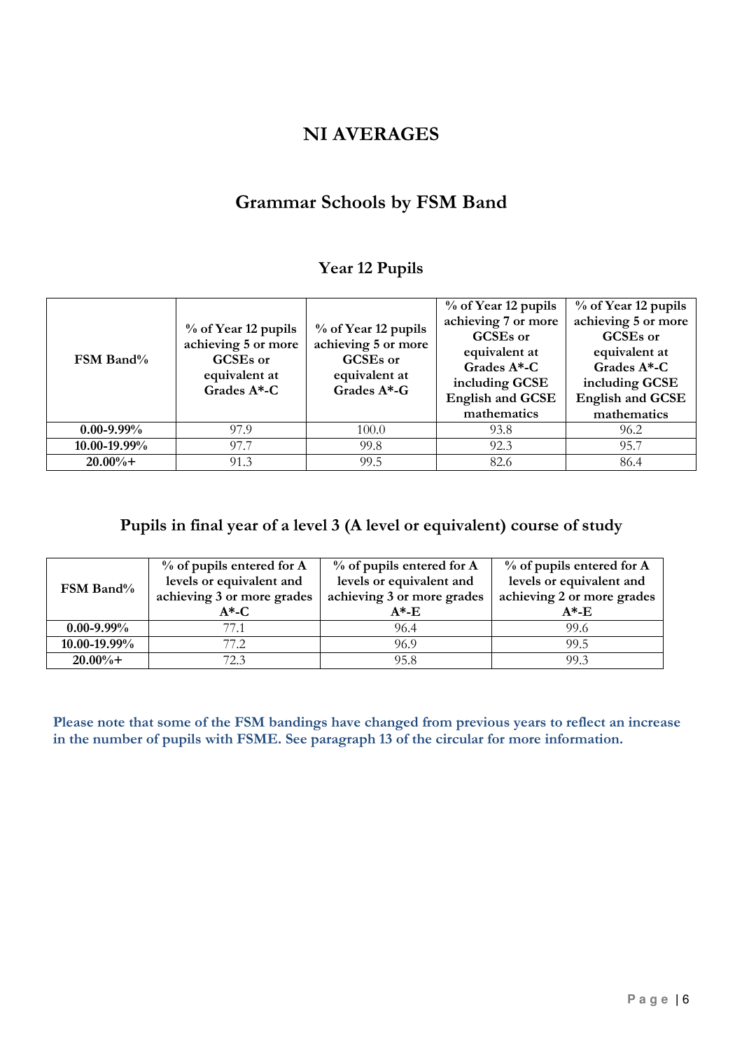# NI AVERAGES

## Grammar Schools by FSM Band

### Year 12 Pupils

| FSM Band% | % of Year 12 pupils achieving 5 or more GCSEs or equivalent at Grades A*-C | % of Year 12 pupils achieving 5 or more GCSEs or equivalent at Grades A*-G | % of Year 12 pupils achieving 7 or more GCSEs or equivalent at Grades A*-C including GCSE English and GCSE mathematics | % of Year 12 pupils achieving 5 or more GCSEs or equivalent at Grades A*-C including GCSE English and GCSE mathematics |
|---|---|---|---|---|
| **0.00-9.99%** | 97.9 | 100.0 | 93.8 | 96.2 |
| **10.00-19.99%** | 97.7 | 99.8 | 92.3 | 95.7 |
| **20.00%+** | 91.3 | 99.5 | 82.6 | 86.4 |

### Pupils in final year of a level 3 (A level or equivalent) course of study

| FSM Band% | % of pupils entered for A levels or equivalent and achieving 3 or more grades A*-C | % of pupils entered for A levels or equivalent and achieving 3 or more grades A*-E | % of pupils entered for A levels or equivalent and achieving 2 or more grades A*-E |
|---|---|---|---|
| **0.00-9.99%** | 77.1 | 96.4 | 99.6 |
| **10.00-19.99%** | 77.2 | 96.9 | 99.5 |
| **20.00%+** | 72.3 | 95.8 | 99.3 |

**Please note that some of the FSM bandings have changed from previous years to reflect an increase in the number of pupils with FSME. See paragraph 13 of the circular for more information.**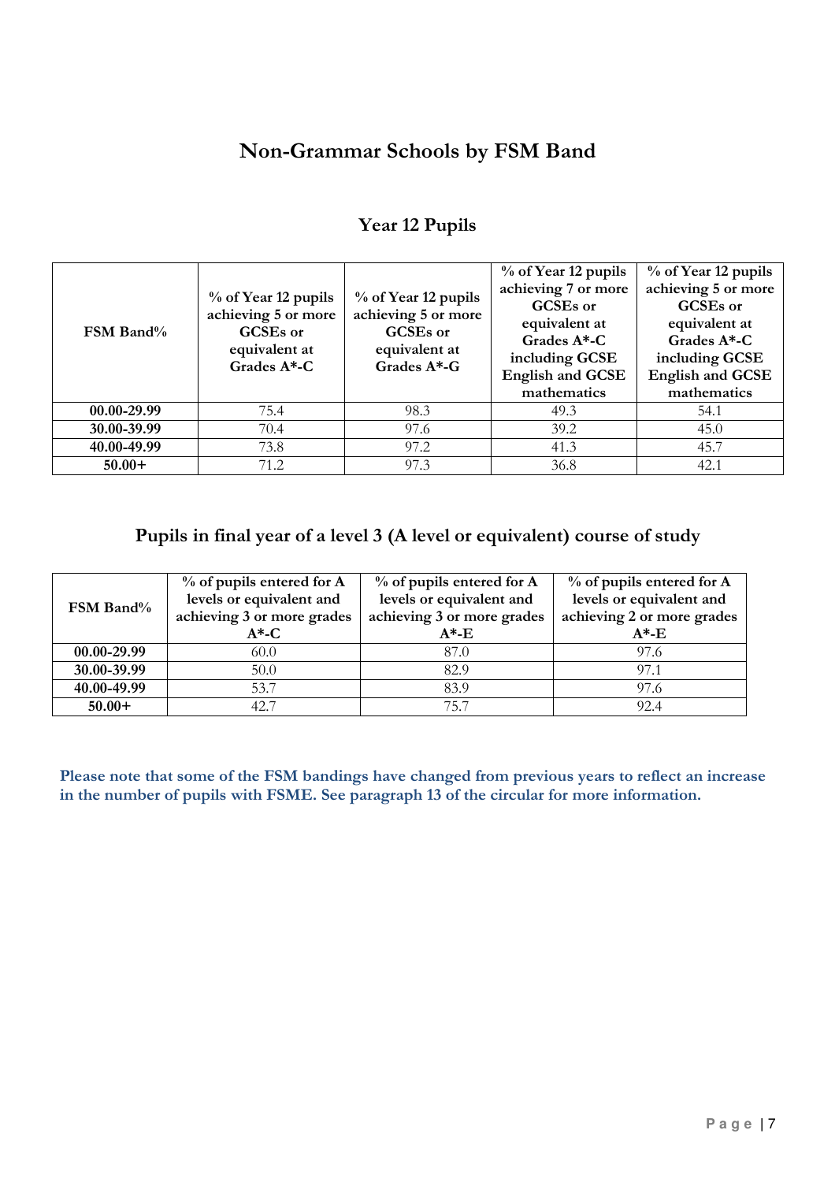# Non-Grammar Schools by FSM Band

## Year 12 Pupils

| FSM Band% | % of Year 12 pupils achieving 5 or more GCSEs or equivalent at Grades A*-C | % of Year 12 pupils achieving 5 or more GCSEs or equivalent at Grades A*-G | % of Year 12 pupils achieving 7 or more GCSEs or equivalent at Grades A*-C including GCSE English and GCSE mathematics | % of Year 12 pupils achieving 5 or more GCSEs or equivalent at Grades A*-C including GCSE English and GCSE mathematics |
|---|---|---|---|---|
| **00.00-29.99** | 75.4 | 98.3 | 49.3 | 54.1 |
| **30.00-39.99** | 70.4 | 97.6 | 39.2 | 45.0 |
| **40.00-49.99** | 73.8 | 97.2 | 41.3 | 45.7 |
| **50.00+** | 71.2 | 97.3 | 36.8 | 42.1 |

## Pupils in final year of a level 3 (A level or equivalent) course of study

| FSM Band% | % of pupils entered for A levels or equivalent and achieving 3 or more grades A*-C | % of pupils entered for A levels or equivalent and achieving 3 or more grades A*-E | % of pupils entered for A levels or equivalent and achieving 2 or more grades A*-E |
|---|---|---|---|
| **00.00-29.99** | 60.0 | 87.0 | 97.6 |
| **30.00-39.99** | 50.0 | 82.9 | 97.1 |
| **40.00-49.99** | 53.7 | 83.9 | 97.6 |
| **50.00+** | 42.7 | 75.7 | 92.4 |

**Please note that some of the FSM bandings have changed from previous years to reflect an increase in the number of pupils with FSME. See paragraph 13 of the circular for more information.**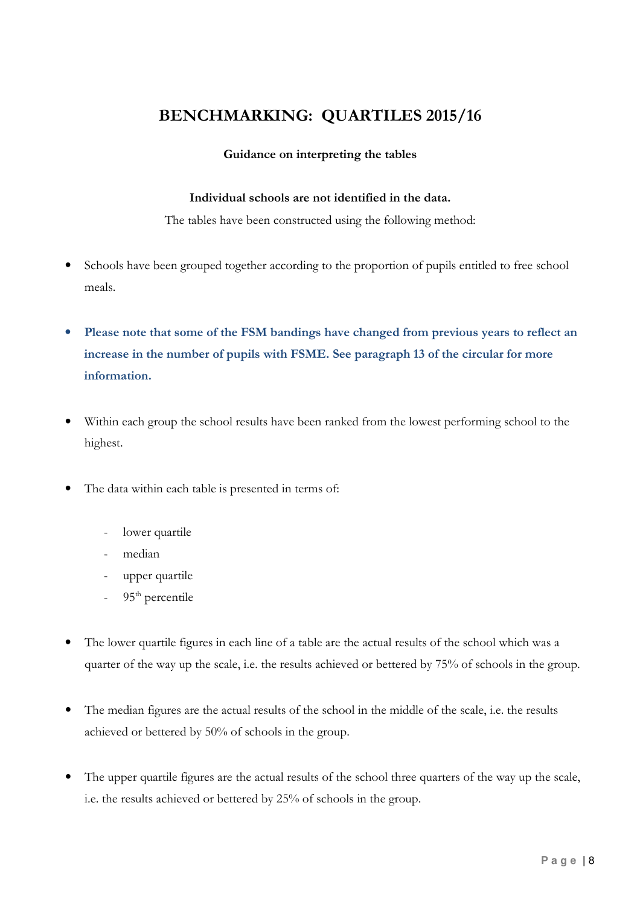# BENCHMARKING: QUARTILES 2015/16

**Guidance on interpreting the tables**

**Individual schools are not identified in the data.**

The tables have been constructed using the following method:

- Schools have been grouped together according to the proportion of pupils entitled to free school meals.

- **Please note that some of the FSM bandings have changed from previous years to reflect an increase in the number of pupils with FSME. See paragraph 13 of the circular for more information.**

- Within each group the school results have been ranked from the lowest performing school to the highest.

- The data within each table is presented in terms of:

  - lower quartile
  - median
  - upper quartile
  - 95th percentile

- The lower quartile figures in each line of a table are the actual results of the school which was a quarter of the way up the scale, i.e. the results achieved or bettered by 75% of schools in the group.

- The median figures are the actual results of the school in the middle of the scale, i.e. the results achieved or bettered by 50% of schools in the group.

- The upper quartile figures are the actual results of the school three quarters of the way up the scale, i.e. the results achieved or bettered by 25% of schools in the group.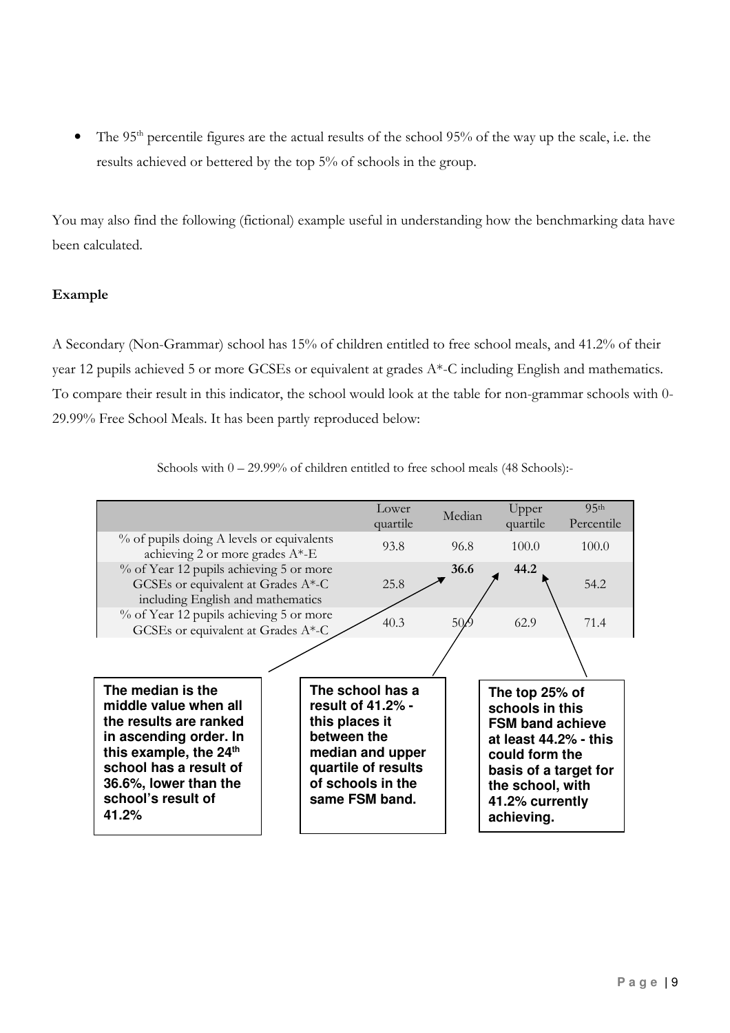- The 95th percentile figures are the actual results of the school 95% of the way up the scale, i.e. the results achieved or bettered by the top 5% of schools in the group.

You may also find the following (fictional) example useful in understanding how the benchmarking data have been calculated.

**Example**

A Secondary (Non-Grammar) school has 15% of children entitled to free school meals, and 41.2% of their year 12 pupils achieved 5 or more GCSEs or equivalent at grades A*-C including English and mathematics. To compare their result in this indicator, the school would look at the table for non-grammar schools with 0-29.99% Free School Meals. It has been partly reproduced below:

Schools with 0 – 29.99% of children entitled to free school meals (48 Schools):-

| | Lower quartile | Median | Upper quartile | 95th Percentile |
|---|---|---|---|---|
| % of pupils doing A levels or equivalents achieving 2 or more grades A*-E | 93.8 | 96.8 | 100.0 | 100.0 |
| % of Year 12 pupils achieving 5 or more GCSEs or equivalent at Grades A*-C including English and mathematics | 25.8 | **36.6** | **44.2** | 54.2 |
| % of Year 12 pupils achieving 5 or more GCSEs or equivalent at Grades A*-C | 40.3 | 50.9 | 62.9 | 71.4 |

**The median is the middle value when all the results are ranked in ascending order. In this example, the 24th school has a result of 36.6%, lower than the school's result of 41.2%**

**The school has a result of 41.2% - this places it between the median and upper quartile of results of schools in the same FSM band.**

**The top 25% of schools in this FSM band achieve at least 44.2% - this could form the basis of a target for the school, with 41.2% currently achieving.**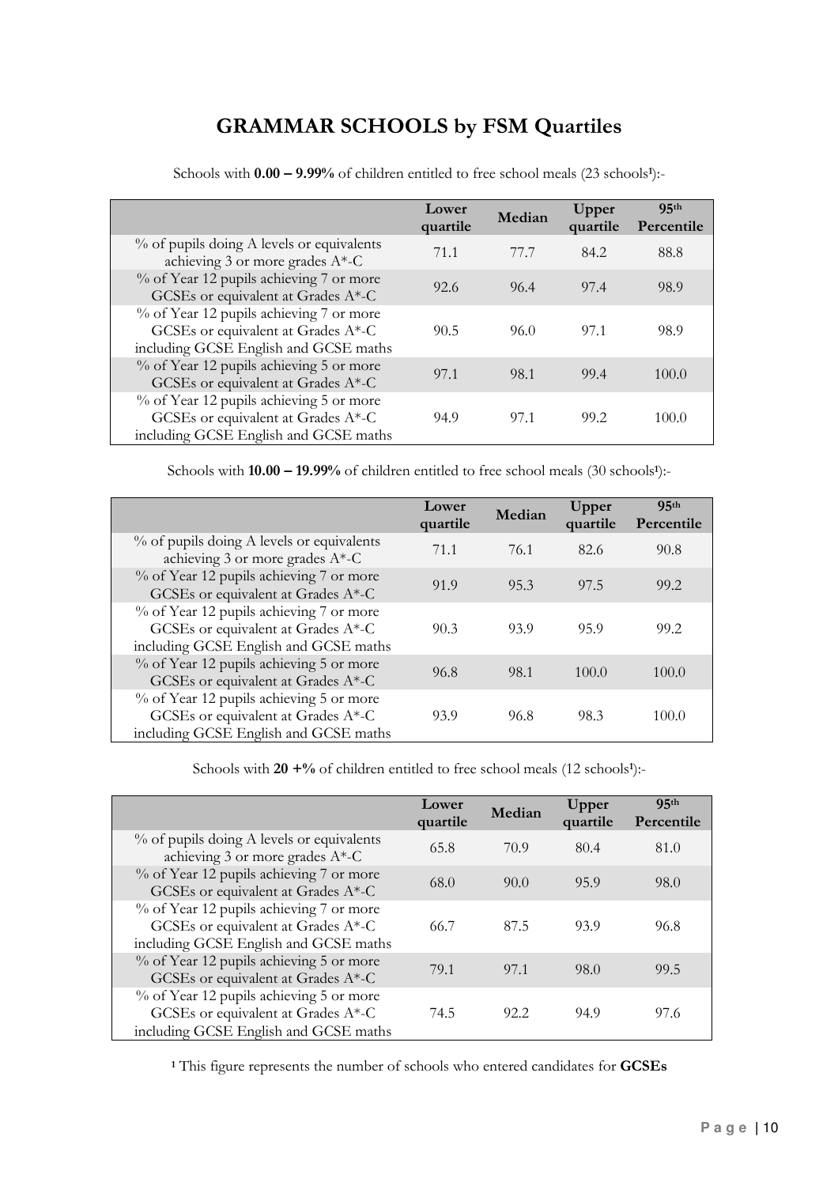# GRAMMAR SCHOOLS by FSM Quartiles

Schools with **0.00 – 9.99%** of children entitled to free school meals (23 schools[1]):-

| | Lower quartile | Median | Upper quartile | 95th Percentile |
|---|---|---|---|---|
| % of pupils doing A levels or equivalents achieving 3 or more grades A*-C | 71.1 | 77.7 | 84.2 | 88.8 |
| % of Year 12 pupils achieving 7 or more GCSEs or equivalent at Grades A*-C | 92.6 | 96.4 | 97.4 | 98.9 |
| % of Year 12 pupils achieving 7 or more GCSEs or equivalent at Grades A*-C including GCSE English and GCSE maths | 90.5 | 96.0 | 97.1 | 98.9 |
| % of Year 12 pupils achieving 5 or more GCSEs or equivalent at Grades A*-C | 97.1 | 98.1 | 99.4 | 100.0 |
| % of Year 12 pupils achieving 5 or more GCSEs or equivalent at Grades A*-C including GCSE English and GCSE maths | 94.9 | 97.1 | 99.2 | 100.0 |

Schools with **10.00 – 19.99%** of children entitled to free school meals (30 schools[1]):-

| | Lower quartile | Median | Upper quartile | 95th Percentile |
|---|---|---|---|---|
| % of pupils doing A levels or equivalents achieving 3 or more grades A*-C | 71.1 | 76.1 | 82.6 | 90.8 |
| % of Year 12 pupils achieving 7 or more GCSEs or equivalent at Grades A*-C | 91.9 | 95.3 | 97.5 | 99.2 |
| % of Year 12 pupils achieving 7 or more GCSEs or equivalent at Grades A*-C including GCSE English and GCSE maths | 90.3 | 93.9 | 95.9 | 99.2 |
| % of Year 12 pupils achieving 5 or more GCSEs or equivalent at Grades A*-C | 96.8 | 98.1 | 100.0 | 100.0 |
| % of Year 12 pupils achieving 5 or more GCSEs or equivalent at Grades A*-C including GCSE English and GCSE maths | 93.9 | 96.8 | 98.3 | 100.0 |

Schools with **20 +%** of children entitled to free school meals (12 schools[1]):-

| | Lower quartile | Median | Upper quartile | 95th Percentile |
|---|---|---|---|---|
| % of pupils doing A levels or equivalents achieving 3 or more grades A*-C | 65.8 | 70.9 | 80.4 | 81.0 |
| % of Year 12 pupils achieving 7 or more GCSEs or equivalent at Grades A*-C | 68.0 | 90.0 | 95.9 | 98.0 |
| % of Year 12 pupils achieving 7 or more GCSEs or equivalent at Grades A*-C including GCSE English and GCSE maths | 66.7 | 87.5 | 93.9 | 96.8 |
| % of Year 12 pupils achieving 5 or more GCSEs or equivalent at Grades A*-C | 79.1 | 97.1 | 98.0 | 99.5 |
| % of Year 12 pupils achieving 5 or more GCSEs or equivalent at Grades A*-C including GCSE English and GCSE maths | 74.5 | 92.2 | 94.9 | 97.6 |

[1] This figure represents the number of schools who entered candidates for **GCSEs**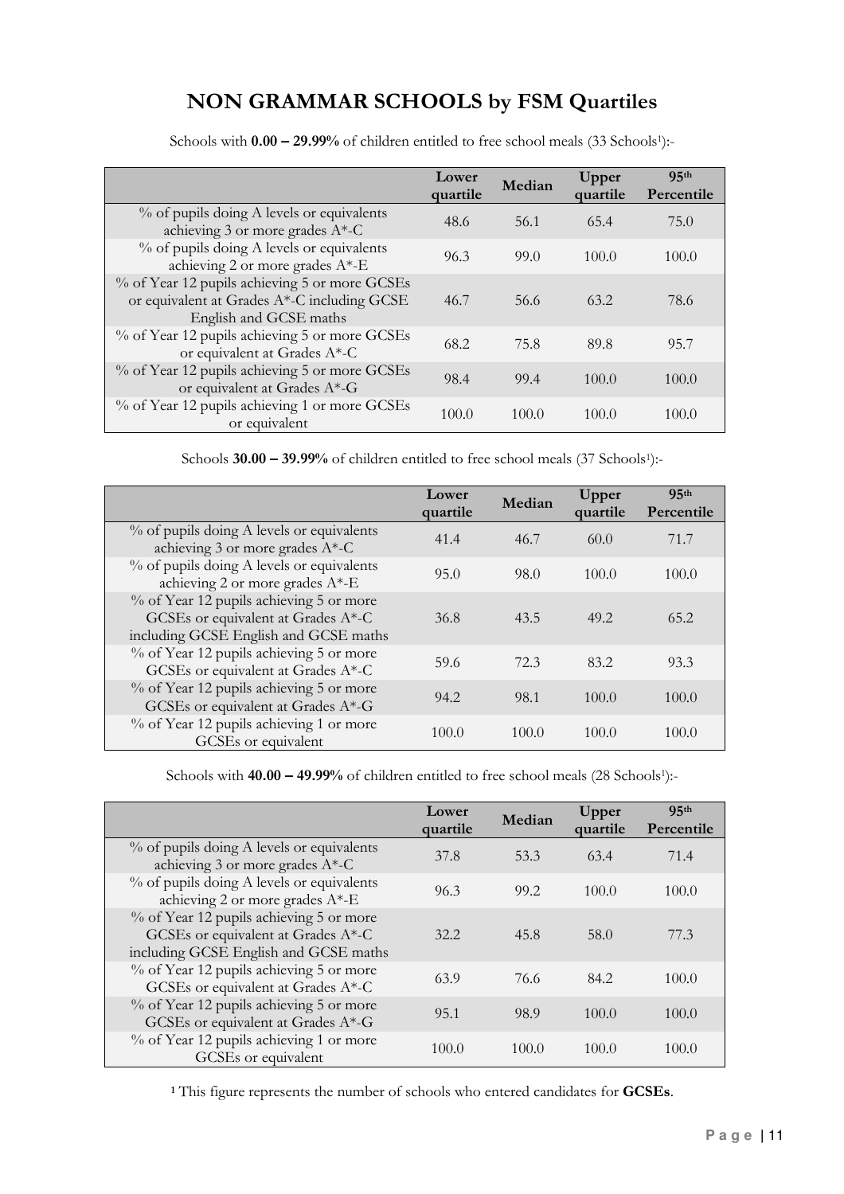# NON GRAMMAR SCHOOLS by FSM Quartiles

Schools with **0.00 – 29.99%** of children entitled to free school meals (33 Schools[1]):-

| | Lower quartile | Median | Upper quartile | 95th Percentile |
|---|---|---|---|---|
| % of pupils doing A levels or equivalents achieving 3 or more grades A*-C | 48.6 | 56.1 | 65.4 | 75.0 |
| % of pupils doing A levels or equivalents achieving 2 or more grades A*-E | 96.3 | 99.0 | 100.0 | 100.0 |
| % of Year 12 pupils achieving 5 or more GCSEs or equivalent at Grades A*-C including GCSE English and GCSE maths | 46.7 | 56.6 | 63.2 | 78.6 |
| % of Year 12 pupils achieving 5 or more GCSEs or equivalent at Grades A*-C | 68.2 | 75.8 | 89.8 | 95.7 |
| % of Year 12 pupils achieving 5 or more GCSEs or equivalent at Grades A*-G | 98.4 | 99.4 | 100.0 | 100.0 |
| % of Year 12 pupils achieving 1 or more GCSEs or equivalent | 100.0 | 100.0 | 100.0 | 100.0 |

Schools **30.00 – 39.99%** of children entitled to free school meals (37 Schools[1]):-

| | Lower quartile | Median | Upper quartile | 95th Percentile |
|---|---|---|---|---|
| % of pupils doing A levels or equivalents achieving 3 or more grades A*-C | 41.4 | 46.7 | 60.0 | 71.7 |
| % of pupils doing A levels or equivalents achieving 2 or more grades A*-E | 95.0 | 98.0 | 100.0 | 100.0 |
| % of Year 12 pupils achieving 5 or more GCSEs or equivalent at Grades A*-C including GCSE English and GCSE maths | 36.8 | 43.5 | 49.2 | 65.2 |
| % of Year 12 pupils achieving 5 or more GCSEs or equivalent at Grades A*-C | 59.6 | 72.3 | 83.2 | 93.3 |
| % of Year 12 pupils achieving 5 or more GCSEs or equivalent at Grades A*-G | 94.2 | 98.1 | 100.0 | 100.0 |
| % of Year 12 pupils achieving 1 or more GCSEs or equivalent | 100.0 | 100.0 | 100.0 | 100.0 |

Schools with **40.00 – 49.99%** of children entitled to free school meals (28 Schools[1]):-

| | Lower quartile | Median | Upper quartile | 95th Percentile |
|---|---|---|---|---|
| % of pupils doing A levels or equivalents achieving 3 or more grades A*-C | 37.8 | 53.3 | 63.4 | 71.4 |
| % of pupils doing A levels or equivalents achieving 2 or more grades A*-E | 96.3 | 99.2 | 100.0 | 100.0 |
| % of Year 12 pupils achieving 5 or more GCSEs or equivalent at Grades A*-C including GCSE English and GCSE maths | 32.2 | 45.8 | 58.0 | 77.3 |
| % of Year 12 pupils achieving 5 or more GCSEs or equivalent at Grades A*-C | 63.9 | 76.6 | 84.2 | 100.0 |
| % of Year 12 pupils achieving 5 or more GCSEs or equivalent at Grades A*-G | 95.1 | 98.9 | 100.0 | 100.0 |
| % of Year 12 pupils achieving 1 or more GCSEs or equivalent | 100.0 | 100.0 | 100.0 | 100.0 |

[1] This figure represents the number of schools who entered candidates for **GCSEs**.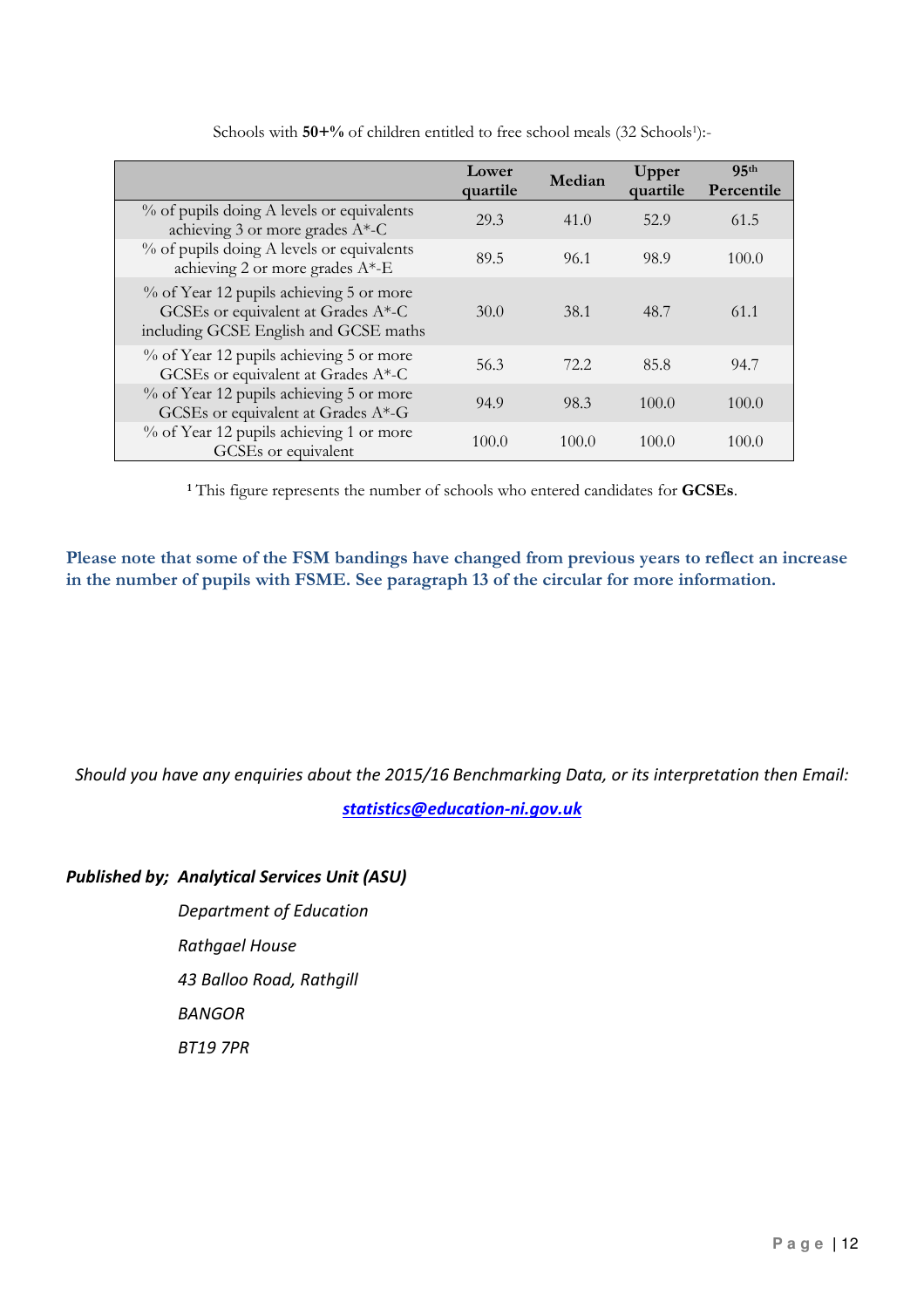Schools with **50+%** of children entitled to free school meals (32 Schools[1]):-

| | Lower quartile | Median | Upper quartile | 95th Percentile |
|---|---|---|---|---|
| % of pupils doing A levels or equivalents achieving 3 or more grades A*-C | 29.3 | 41.0 | 52.9 | 61.5 |
| % of pupils doing A levels or equivalents achieving 2 or more grades A*-E | 89.5 | 96.1 | 98.9 | 100.0 |
| % of Year 12 pupils achieving 5 or more GCSEs or equivalent at Grades A*-C including GCSE English and GCSE maths | 30.0 | 38.1 | 48.7 | 61.1 |
| % of Year 12 pupils achieving 5 or more GCSEs or equivalent at Grades A*-C | 56.3 | 72.2 | 85.8 | 94.7 |
| % of Year 12 pupils achieving 5 or more GCSEs or equivalent at Grades A*-G | 94.9 | 98.3 | 100.0 | 100.0 |
| % of Year 12 pupils achieving 1 or more GCSEs or equivalent | 100.0 | 100.0 | 100.0 | 100.0 |

[1] This figure represents the number of schools who entered candidates for **GCSEs**.

**Please note that some of the FSM bandings have changed from previous years to reflect an increase in the number of pupils with FSME. See paragraph 13 of the circular for more information.**

*Should you have any enquiries about the 2015/16 Benchmarking Data, or its interpretation then Email:*

***statistics@education-ni.gov.uk***

***Published by; Analytical Services Unit (ASU)***

*Department of Education*

*Rathgael House*

*43 Balloo Road, Rathgill*

*BANGOR*

*BT19 7PR*